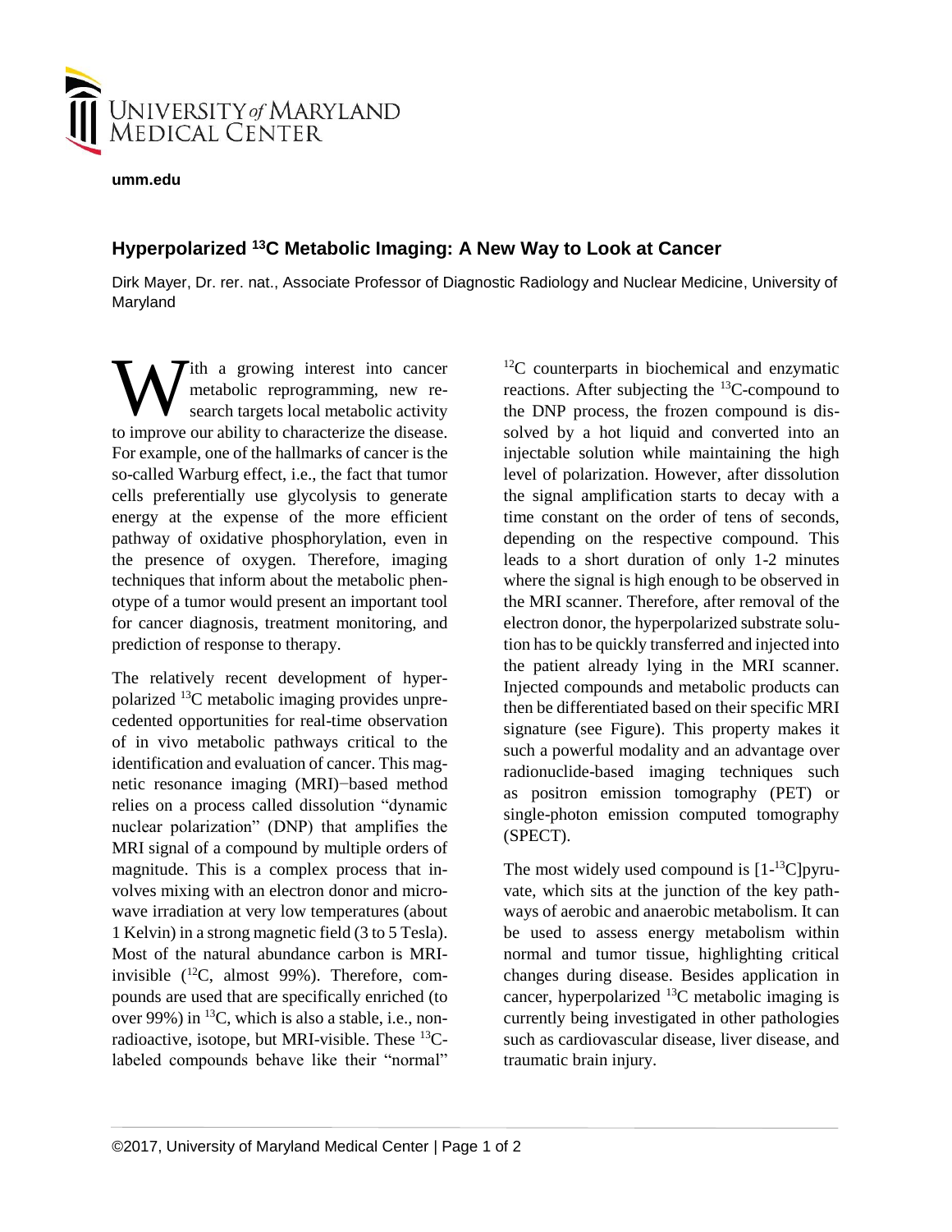University of Maryland Medical Center

umm.edu

# Hyperpolarized $^{13}C$ Metabolic Imaging: A New Way to Look at Cancer

Dirk Mayer, Dr. rer. nat., Associate Professor of Diagnostic Radiology and Nuclear Medicine, University of Maryland

With a growing interest into cancer metabolic reprogramming, new research targets local metabolic activity to improve our ability to characterize the disease. For example, one of the hallmarks of cancer is the so-called Warburg effect, i.e., the fact that tumor cells preferentially use glycolysis to generate energy at the expense of the more efficient pathway of oxidative phosphorylation, even in the presence of oxygen. Therefore, imaging techniques that inform about the metabolic phenotype of a tumor would present an important tool for cancer diagnosis, treatment monitoring, and prediction of response to therapy.

The relatively recent development of hyperpolarized $^{13}C$ metabolic imaging provides unprecedented opportunities for real-time observation of in vivo metabolic pathways critical to the identification and evaluation of cancer. This magnetic resonance imaging (MRI)−based method relies on a process called dissolution "dynamic nuclear polarization" (DNP) that amplifies the MRI signal of a compound by multiple orders of magnitude. This is a complex process that involves mixing with an electron donor and microwave irradiation at very low temperatures (about 1 Kelvin) in a strong magnetic field (3 to 5 Tesla). Most of the natural abundance carbon is MRI-invisible ($^{12}C$, almost 99%). Therefore, compounds are used that are specifically enriched (to over 99%) in $^{13}C$, which is also a stable, i.e., non-radioactive, isotope, but MRI-visible. These $^{13}C$-labeled compounds behave like their "normal" $^{12}C$ counterparts in biochemical and enzymatic reactions. After subjecting the $^{13}C$-compound to the DNP process, the frozen compound is dissolved by a hot liquid and converted into an injectable solution while maintaining the high level of polarization. However, after dissolution the signal amplification starts to decay with a time constant on the order of tens of seconds, depending on the respective compound. This leads to a short duration of only 1-2 minutes where the signal is high enough to be observed in the MRI scanner. Therefore, after removal of the electron donor, the hyperpolarized substrate solution has to be quickly transferred and injected into the patient already lying in the MRI scanner. Injected compounds and metabolic products can then be differentiated based on their specific MRI signature (see Figure). This property makes it such a powerful modality and an advantage over radionuclide-based imaging techniques such as positron emission tomography (PET) or single-photon emission computed tomography (SPECT).

The most widely used compound is [1-$^{13}C$]pyruvate, which sits at the junction of the key pathways of aerobic and anaerobic metabolism. It can be used to assess energy metabolism within normal and tumor tissue, highlighting critical changes during disease. Besides application in cancer, hyperpolarized $^{13}C$ metabolic imaging is currently being investigated in other pathologies such as cardiovascular disease, liver disease, and traumatic brain injury.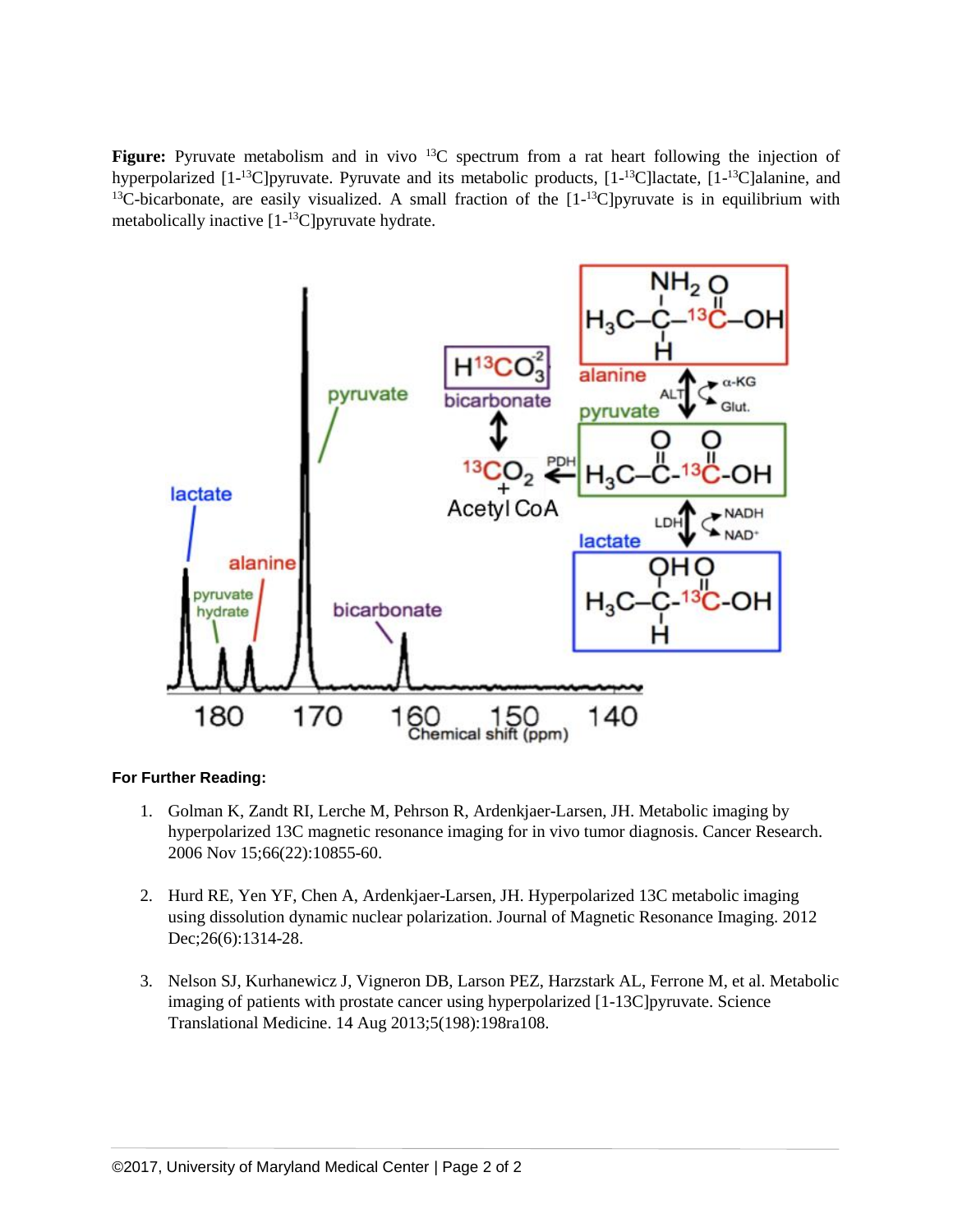**Figure:** Pyruvate metabolism and in vivo $^{13}C$ spectrum from a rat heart following the injection of hyperpolarized [1-$^{13}C$]pyruvate. Pyruvate and its metabolic products, [1-$^{13}C$]lactate, [1-$^{13}C$]alanine, and $^{13}C$-bicarbonate, are easily visualized. A small fraction of the [1-$^{13}C$]pyruvate is in equilibrium with metabolically inactive [1-$^{13}C$]pyruvate hydrate.

lactate

pyruvate hydrate

alanine

pyruvate

bicarbonate

180 170 160 150 140

Chemical shift (ppm)

$H^{13}CO_3^{-2}$ bicarbonate

$^{13}CO_2$ + Acetyl CoA

PDH

alanine

ALT α-KG Glut.

pyruvate

LDH NADH $NAD^+$

lactate

### For Further Reading:

1. Golman K, Zandt RI, Lerche M, Pehrson R, Ardenkjaer-Larsen, JH. Metabolic imaging by hyperpolarized 13C magnetic resonance imaging for in vivo tumor diagnosis. Cancer Research. 2006 Nov 15;66(22):10855-60.

2. Hurd RE, Yen YF, Chen A, Ardenkjaer-Larsen, JH. Hyperpolarized 13C metabolic imaging using dissolution dynamic nuclear polarization. Journal of Magnetic Resonance Imaging. 2012 Dec;26(6):1314-28.

3. Nelson SJ, Kurhanewicz J, Vigneron DB, Larson PEZ, Harzstark AL, Ferrone M, et al. Metabolic imaging of patients with prostate cancer using hyperpolarized [1-13C]pyruvate. Science Translational Medicine. 14 Aug 2013;5(198):198ra108.

©2017, University of Maryland Medical Center